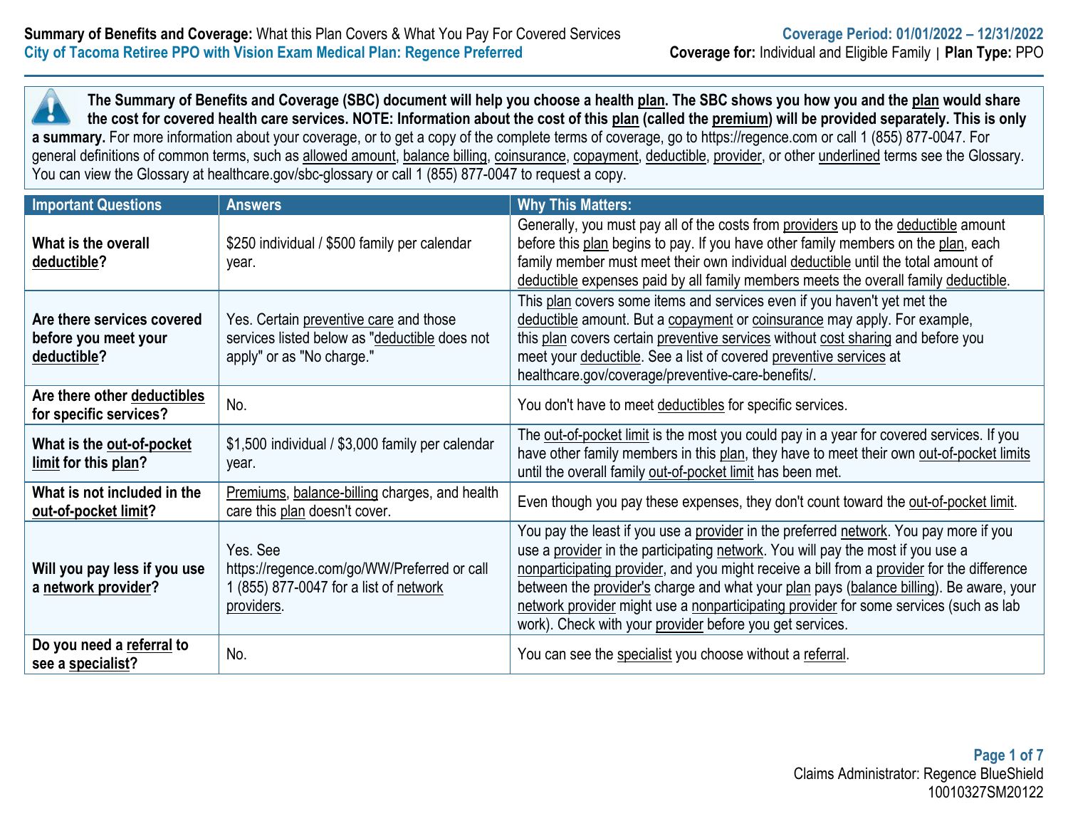**Summary of Benefits and Coverage:** What this Plan Covers & What You Pay For Covered Services
**City of Tacoma Retiree PPO with Vision Exam Medical Plan: Regence Preferred**

**Coverage Period: 01/01/2022 – 12/31/2022**
**Coverage for:** Individual and Eligible Family | **Plan Type:** PPO

**The Summary of Benefits and Coverage (SBC) document will help you choose a health plan. The SBC shows you how you and the plan would share the cost for covered health care services. NOTE: Information about the cost of this plan (called the premium) will be provided separately. This is only a summary.** For more information about your coverage, or to get a copy of the complete terms of coverage, go to https://regence.com or call 1 (855) 877-0047. For general definitions of common terms, such as allowed amount, balance billing, coinsurance, copayment, deductible, provider, or other underlined terms see the Glossary. You can view the Glossary at healthcare.gov/sbc-glossary or call 1 (855) 877-0047 to request a copy.

| Important Questions | Answers | Why This Matters: |
|---|---|---|
| **What is the overall deductible?** | $250 individual / $500 family per calendar year. | Generally, you must pay all of the costs from providers up to the deductible amount before this plan begins to pay. If you have other family members on the plan, each family member must meet their own individual deductible until the total amount of deductible expenses paid by all family members meets the overall family deductible. |
| **Are there services covered before you meet your deductible?** | Yes. Certain preventive care and those services listed below as "deductible does not apply" or as "No charge." | This plan covers some items and services even if you haven't yet met the deductible amount. But a copayment or coinsurance may apply. For example, this plan covers certain preventive services without cost sharing and before you meet your deductible. See a list of covered preventive services at healthcare.gov/coverage/preventive-care-benefits/. |
| **Are there other deductibles for specific services?** | No. | You don't have to meet deductibles for specific services. |
| **What is the out-of-pocket limit for this plan?** | $1,500 individual / $3,000 family per calendar year. | The out-of-pocket limit is the most you could pay in a year for covered services. If you have other family members in this plan, they have to meet their own out-of-pocket limits until the overall family out-of-pocket limit has been met. |
| **What is not included in the out-of-pocket limit?** | Premiums, balance-billing charges, and health care this plan doesn't cover. | Even though you pay these expenses, they don't count toward the out-of-pocket limit. |
| **Will you pay less if you use a network provider?** | Yes. See https://regence.com/go/WW/Preferred or call 1 (855) 877-0047 for a list of network providers. | You pay the least if you use a provider in the preferred network. You pay more if you use a provider in the participating network. You will pay the most if you use a nonparticipating provider, and you might receive a bill from a provider for the difference between the provider's charge and what your plan pays (balance billing). Be aware, your network provider might use a nonparticipating provider for some services (such as lab work). Check with your provider before you get services. |
| **Do you need a referral to see a specialist?** | No. | You can see the specialist you choose without a referral. |

Claims Administrator: Regence BlueShield
10010327SM20122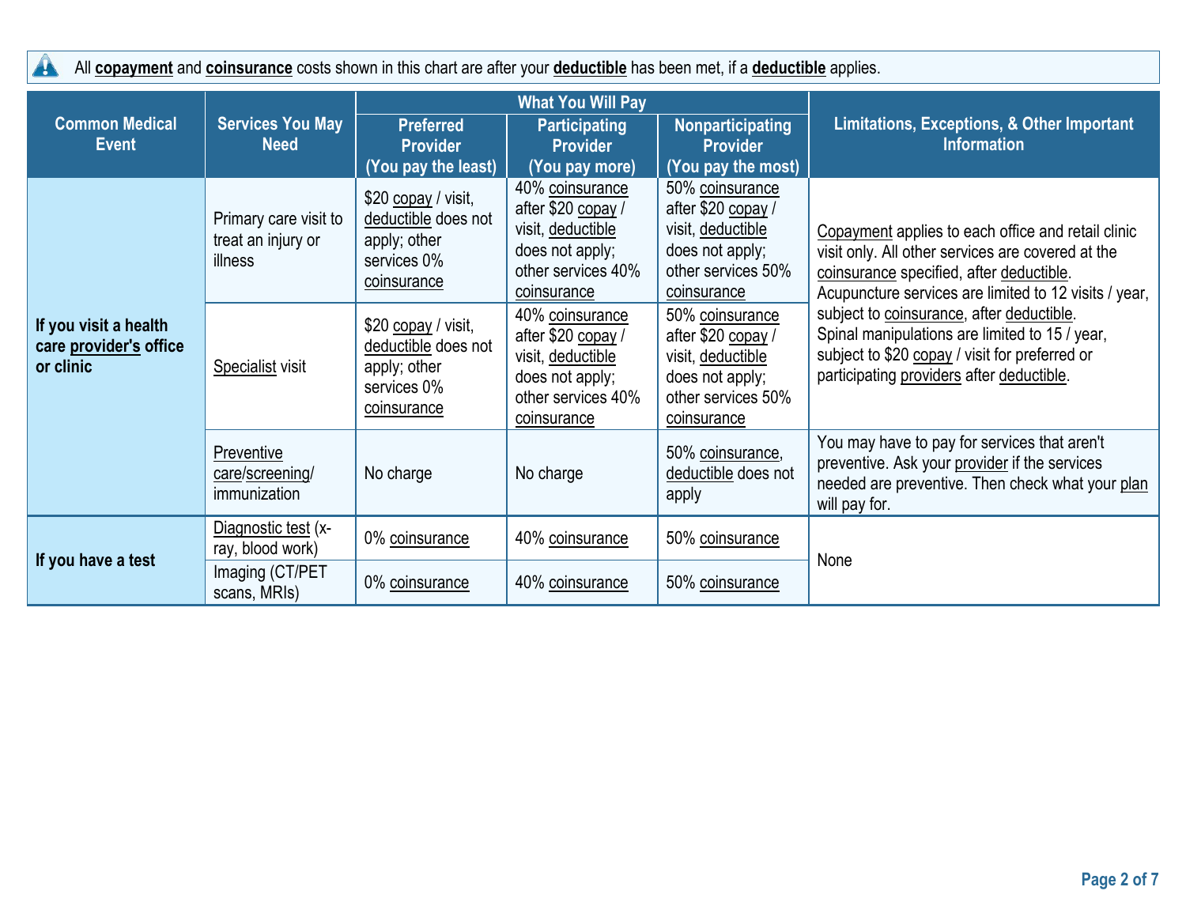All **copayment** and **coinsurance** costs shown in this chart are after your **deductible** has been met, if a **deductible** applies.

| Common Medical Event | Services You May Need | What You Will Pay | | | Limitations, Exceptions, & Other Important Information |
|---|---|---|---|---|---|
| | | Preferred Provider (You pay the least) | Participating Provider (You pay more) | Nonparticipating Provider (You pay the most) | |
| If you visit a health care provider's office or clinic | Primary care visit to treat an injury or illness | $20 copay / visit, deductible does not apply; other services 0% coinsurance | 40% coinsurance after $20 copay / visit, deductible does not apply; other services 40% coinsurance | 50% coinsurance after $20 copay / visit, deductible does not apply; other services 50% coinsurance | Copayment applies to each office and retail clinic visit only. All other services are covered at the coinsurance specified, after deductible. Acupuncture services are limited to 12 visits / year, subject to coinsurance, after deductible. Spinal manipulations are limited to 15 / year, subject to $20 copay / visit for preferred or participating providers after deductible. |
| | Specialist visit | $20 copay / visit, deductible does not apply; other services 0% coinsurance | 40% coinsurance after $20 copay / visit, deductible does not apply; other services 40% coinsurance | 50% coinsurance after $20 copay / visit, deductible does not apply; other services 50% coinsurance | |
| | Preventive care/screening/ immunization | No charge | No charge | 50% coinsurance, deductible does not apply | You may have to pay for services that aren't preventive. Ask your provider if the services needed are preventive. Then check what your plan will pay for. |
| If you have a test | Diagnostic test (x-ray, blood work) | 0% coinsurance | 40% coinsurance | 50% coinsurance | None |
| | Imaging (CT/PET scans, MRIs) | 0% coinsurance | 40% coinsurance | 50% coinsurance | |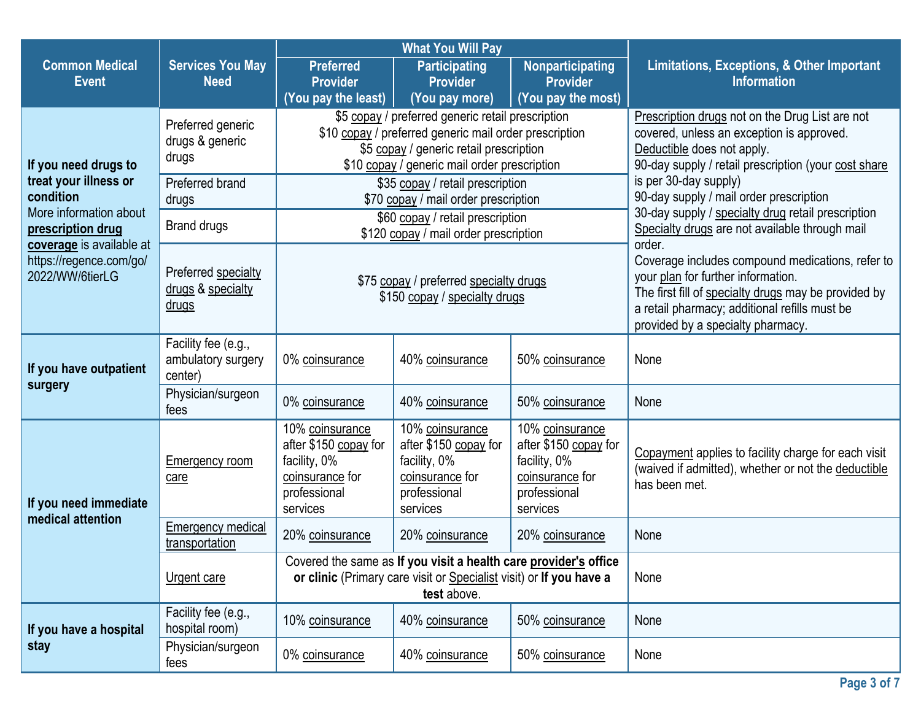| Common Medical Event | Services You May Need | What You Will Pay | | | Limitations, Exceptions, & Other Important Information |
|---|---|---|---|---|---|
| | | Preferred Provider (You pay the least) | Participating Provider (You pay more) | Nonparticipating Provider (You pay the most) | |
| **If you need drugs to treat your illness or condition** More information about **prescription drug coverage** is available at https://regence.com/go/2022/WW/6tierLG | Preferred generic drugs & generic drugs | $5 copay / preferred generic retail prescription<br>$10 copay / preferred generic mail order prescription<br>$5 copay / generic retail prescription<br>$10 copay / generic mail order prescription | | | Prescription drugs not on the Drug List are not covered, unless an exception is approved.<br>Deductible does not apply.<br>90-day supply / retail prescription (your cost share is per 30-day supply)<br>90-day supply / mail order prescription<br>30-day supply / specialty drug retail prescription<br>Specialty drugs are not available through mail order.<br>Coverage includes compound medications, refer to your plan for further information.<br>The first fill of specialty drugs may be provided by a retail pharmacy; additional refills must be provided by a specialty pharmacy. |
| | Preferred brand drugs | $35 copay / retail prescription<br>$70 copay / mail order prescription | | | |
| | Brand drugs | $60 copay / retail prescription<br>$120 copay / mail order prescription | | | |
| | Preferred specialty drugs & specialty drugs | $75 copay / preferred specialty drugs<br>$150 copay / specialty drugs | | | |
| **If you have outpatient surgery** | Facility fee (e.g., ambulatory surgery center) | 0% coinsurance | 40% coinsurance | 50% coinsurance | None |
| | Physician/surgeon fees | 0% coinsurance | 40% coinsurance | 50% coinsurance | None |
| **If you need immediate medical attention** | Emergency room care | 10% coinsurance after $150 copay for facility, 0% coinsurance for professional services | 10% coinsurance after $150 copay for facility, 0% coinsurance for professional services | 10% coinsurance after $150 copay for facility, 0% coinsurance for professional services | Copayment applies to facility charge for each visit (waived if admitted), whether or not the deductible has been met. |
| | Emergency medical transportation | 20% coinsurance | 20% coinsurance | 20% coinsurance | None |
| | Urgent care | Covered the same as **If you visit a health care provider's office or clinic** (Primary care visit or Specialist visit) or **If you have a test** above. | | | None |
| **If you have a hospital stay** | Facility fee (e.g., hospital room) | 10% coinsurance | 40% coinsurance | 50% coinsurance | None |
| | Physician/surgeon fees | 0% coinsurance | 40% coinsurance | 50% coinsurance | None |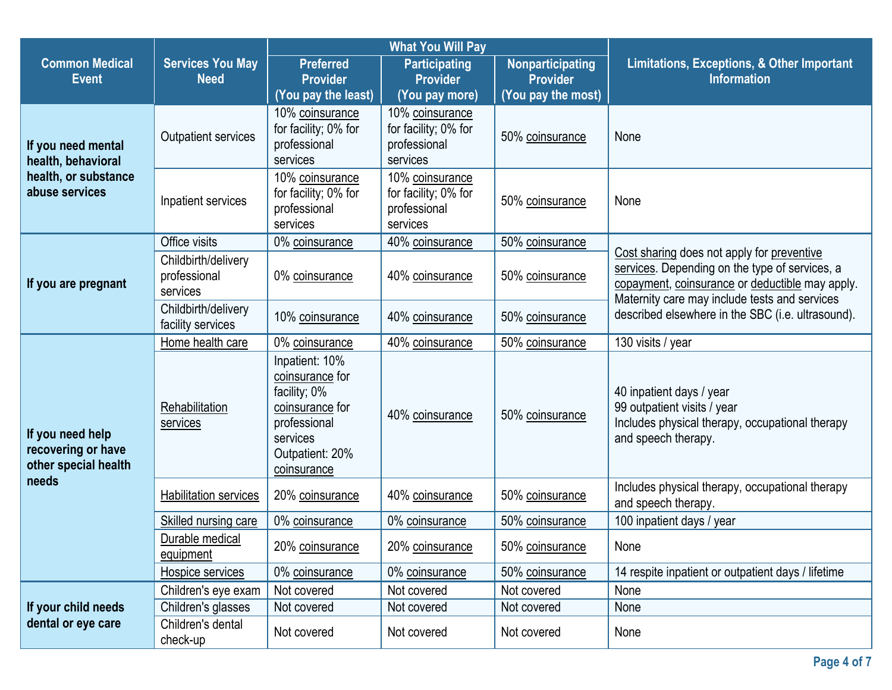| Common Medical Event | Services You May Need | What You Will Pay | | | Limitations, Exceptions, & Other Important Information |
|---|---|---|---|---|---|
| | | Preferred Provider (You pay the least) | Participating Provider (You pay more) | Nonparticipating Provider (You pay the most) | |
| If you need mental health, behavioral health, or substance abuse services | Outpatient services | 10% coinsurance for facility; 0% for professional services | 10% coinsurance for facility; 0% for professional services | 50% coinsurance | None |
| | Inpatient services | 10% coinsurance for facility; 0% for professional services | 10% coinsurance for facility; 0% for professional services | 50% coinsurance | None |
| If you are pregnant | Office visits | 0% coinsurance | 40% coinsurance | 50% coinsurance | Cost sharing does not apply for preventive services. Depending on the type of services, a copayment, coinsurance or deductible may apply. Maternity care may include tests and services described elsewhere in the SBC (i.e. ultrasound). |
| | Childbirth/delivery professional services | 0% coinsurance | 40% coinsurance | 50% coinsurance | |
| | Childbirth/delivery facility services | 10% coinsurance | 40% coinsurance | 50% coinsurance | |
| If you need help recovering or have other special health needs | Home health care | 0% coinsurance | 40% coinsurance | 50% coinsurance | 130 visits / year |
| | Rehabilitation services | Inpatient: 10% coinsurance for facility; 0% coinsurance for professional services Outpatient: 20% coinsurance | 40% coinsurance | 50% coinsurance | 40 inpatient days / year 99 outpatient visits / year Includes physical therapy, occupational therapy and speech therapy. |
| | Habilitation services | 20% coinsurance | 40% coinsurance | 50% coinsurance | Includes physical therapy, occupational therapy and speech therapy. |
| | Skilled nursing care | 0% coinsurance | 0% coinsurance | 50% coinsurance | 100 inpatient days / year |
| | Durable medical equipment | 20% coinsurance | 20% coinsurance | 50% coinsurance | None |
| | Hospice services | 0% coinsurance | 0% coinsurance | 50% coinsurance | 14 respite inpatient or outpatient days / lifetime |
| If your child needs dental or eye care | Children's eye exam | Not covered | Not covered | Not covered | None |
| | Children's glasses | Not covered | Not covered | Not covered | None |
| | Children's dental check-up | Not covered | Not covered | Not covered | None |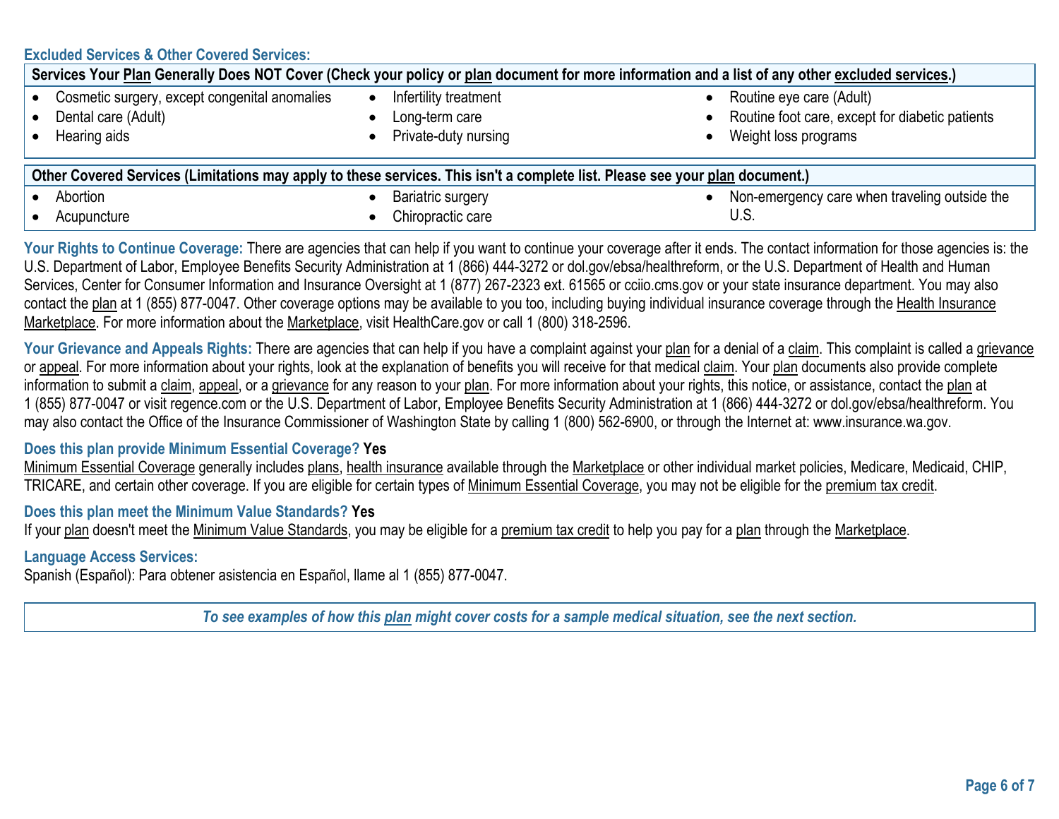## Excluded Services & Other Covered Services:

| Services Your Plan Generally Does NOT Cover (Check your policy or plan document for more information and a list of any other excluded services.) | | |
|---|---|---|
| • Cosmetic surgery, except congenital anomalies<br>• Dental care (Adult)<br>• Hearing aids | • Infertility treatment<br>• Long-term care<br>• Private-duty nursing | • Routine eye care (Adult)<br>• Routine foot care, except for diabetic patients<br>• Weight loss programs |

| Other Covered Services (Limitations may apply to these services. This isn't a complete list. Please see your plan document.) | | |
|---|---|---|
| • Abortion<br>• Acupuncture | • Bariatric surgery<br>• Chiropractic care | • Non-emergency care when traveling outside the U.S. |

**Your Rights to Continue Coverage:** There are agencies that can help if you want to continue your coverage after it ends. The contact information for those agencies is: the U.S. Department of Labor, Employee Benefits Security Administration at 1 (866) 444-3272 or dol.gov/ebsa/healthreform, or the U.S. Department of Health and Human Services, Center for Consumer Information and Insurance Oversight at 1 (877) 267-2323 ext. 61565 or cciio.cms.gov or your state insurance department. You may also contact the plan at 1 (855) 877-0047. Other coverage options may be available to you too, including buying individual insurance coverage through the Health Insurance Marketplace. For more information about the Marketplace, visit HealthCare.gov or call 1 (800) 318-2596.

**Your Grievance and Appeals Rights:** There are agencies that can help if you have a complaint against your plan for a denial of a claim. This complaint is called a grievance or appeal. For more information about your rights, look at the explanation of benefits you will receive for that medical claim. Your plan documents also provide complete information to submit a claim, appeal, or a grievance for any reason to your plan. For more information about your rights, this notice, or assistance, contact the plan at 1 (855) 877-0047 or visit regence.com or the U.S. Department of Labor, Employee Benefits Security Administration at 1 (866) 444-3272 or dol.gov/ebsa/healthreform. You may also contact the Office of the Insurance Commissioner of Washington State by calling 1 (800) 562-6900, or through the Internet at: www.insurance.wa.gov.

**Does this plan provide Minimum Essential Coverage? Yes**

Minimum Essential Coverage generally includes plans, health insurance available through the Marketplace or other individual market policies, Medicare, Medicaid, CHIP, TRICARE, and certain other coverage. If you are eligible for certain types of Minimum Essential Coverage, you may not be eligible for the premium tax credit.

**Does this plan meet the Minimum Value Standards? Yes**

If your plan doesn't meet the Minimum Value Standards, you may be eligible for a premium tax credit to help you pay for a plan through the Marketplace.

**Language Access Services:**

Spanish (Español): Para obtener asistencia en Español, llame al 1 (855) 877-0047.

***To see examples of how this plan might cover costs for a sample medical situation, see the next section.***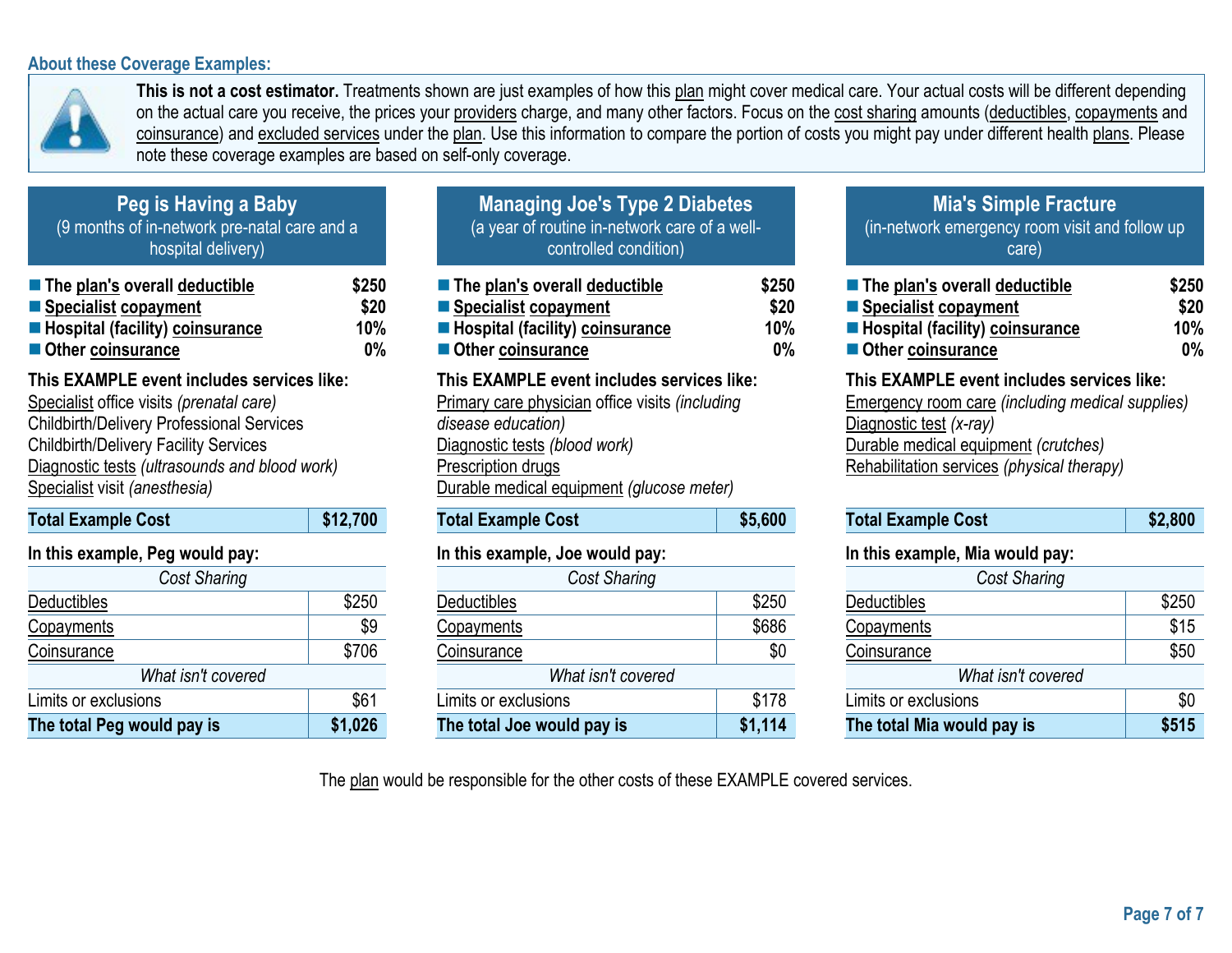## About these Coverage Examples:

**This is not a cost estimator.** Treatments shown are just examples of how this plan might cover medical care. Your actual costs will be different depending on the actual care you receive, the prices your providers charge, and many other factors. Focus on the cost sharing amounts (deductibles, copayments and coinsurance) and excluded services under the plan. Use this information to compare the portion of costs you might pay under different health plans. Please note these coverage examples are based on self-only coverage.

### Peg is Having a Baby
(9 months of in-network pre-natal care and a hospital delivery)

- **The plan's overall deductible** — **$250**
- **Specialist copayment** — **$20**
- **Hospital (facility) coinsurance** — **10%**
- **Other coinsurance** — **0%**

**This EXAMPLE event includes services like:**
Specialist office visits *(prenatal care)*
Childbirth/Delivery Professional Services
Childbirth/Delivery Facility Services
Diagnostic tests *(ultrasounds and blood work)*
Specialist visit *(anesthesia)*

| **Total Example Cost** | **$12,700** |
|---|---|

**In this example, Peg would pay:**

| *Cost Sharing* | |
|---|---|
| Deductibles | $250 |
| Copayments | $9 |
| Coinsurance | $706 |
| *What isn't covered* | |
| Limits or exclusions | $61 |
| **The total Peg would pay is** | **$1,026** |

### Managing Joe's Type 2 Diabetes
(a year of routine in-network care of a well-controlled condition)

- **The plan's overall deductible** — **$250**
- **Specialist copayment** — **$20**
- **Hospital (facility) coinsurance** — **10%**
- **Other coinsurance** — **0%**

**This EXAMPLE event includes services like:**
Primary care physician office visits *(including disease education)*
Diagnostic tests *(blood work)*
Prescription drugs
Durable medical equipment *(glucose meter)*

| **Total Example Cost** | **$5,600** |
|---|---|

**In this example, Joe would pay:**

| *Cost Sharing* | |
|---|---|
| Deductibles | $250 |
| Copayments | $686 |
| Coinsurance | $0 |
| *What isn't covered* | |
| Limits or exclusions | $178 |
| **The total Joe would pay is** | **$1,114** |

### Mia's Simple Fracture
(in-network emergency room visit and follow up care)

- **The plan's overall deductible** — **$250**
- **Specialist copayment** — **$20**
- **Hospital (facility) coinsurance** — **10%**
- **Other coinsurance** — **0%**

**This EXAMPLE event includes services like:**
Emergency room care *(including medical supplies)*
Diagnostic test *(x-ray)*
Durable medical equipment *(crutches)*
Rehabilitation services *(physical therapy)*

| **Total Example Cost** | **$2,800** |
|---|---|

**In this example, Mia would pay:**

| *Cost Sharing* | |
|---|---|
| Deductibles | $250 |
| Copayments | $15 |
| Coinsurance | $50 |
| *What isn't covered* | |
| Limits or exclusions | $0 |
| **The total Mia would pay is** | **$515** |

The plan would be responsible for the other costs of these EXAMPLE covered services.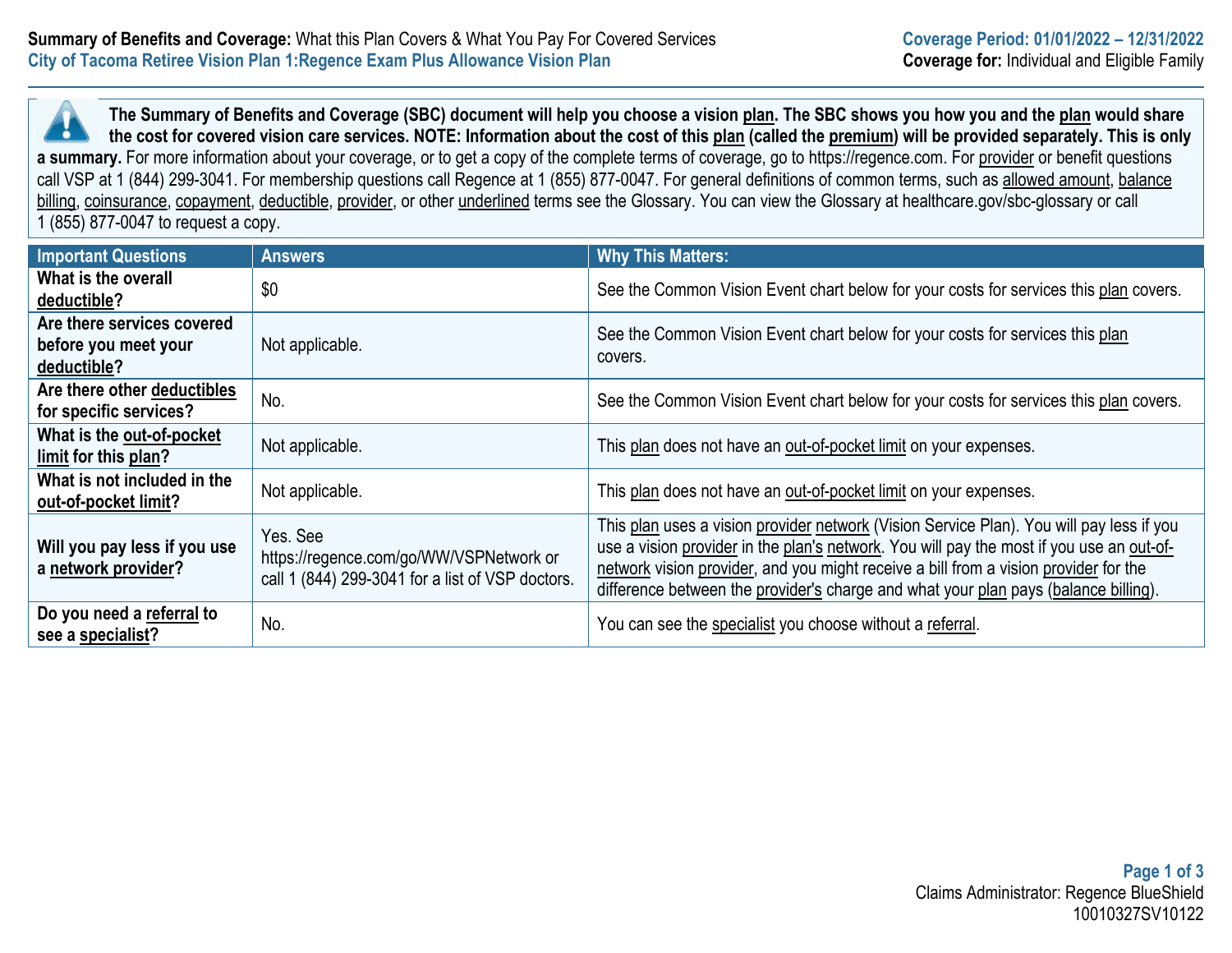**Summary of Benefits and Coverage:** What this Plan Covers & What You Pay For Covered Services
**City of Tacoma Retiree Vision Plan 1:Regence Exam Plus Allowance Vision Plan**

**Coverage Period: 01/01/2022 – 12/31/2022**
**Coverage for:** Individual and Eligible Family

**The Summary of Benefits and Coverage (SBC) document will help you choose a vision plan. The SBC shows you how you and the plan would share the cost for covered vision care services. NOTE: Information about the cost of this plan (called the premium) will be provided separately. This is only a summary.** For more information about your coverage, or to get a copy of the complete terms of coverage, go to https://regence.com. For provider or benefit questions call VSP at 1 (844) 299-3041. For membership questions call Regence at 1 (855) 877-0047. For general definitions of common terms, such as allowed amount, balance billing, coinsurance, copayment, deductible, provider, or other underlined terms see the Glossary. You can view the Glossary at healthcare.gov/sbc-glossary or call 1 (855) 877-0047 to request a copy.

| Important Questions | Answers | Why This Matters: |
|---|---|---|
| **What is the overall deductible?** | $0 | See the Common Vision Event chart below for your costs for services this plan covers. |
| **Are there services covered before you meet your deductible?** | Not applicable. | See the Common Vision Event chart below for your costs for services this plan covers. |
| **Are there other deductibles for specific services?** | No. | See the Common Vision Event chart below for your costs for services this plan covers. |
| **What is the out-of-pocket limit for this plan?** | Not applicable. | This plan does not have an out-of-pocket limit on your expenses. |
| **What is not included in the out-of-pocket limit?** | Not applicable. | This plan does not have an out-of-pocket limit on your expenses. |
| **Will you pay less if you use a network provider?** | Yes. See https://regence.com/go/WW/VSPNetwork or call 1 (844) 299-3041 for a list of VSP doctors. | This plan uses a vision provider network (Vision Service Plan). You will pay less if you use a vision provider in the plan's network. You will pay the most if you use an out-of-network vision provider, and you might receive a bill from a vision provider for the difference between the provider's charge and what your plan pays (balance billing). |
| **Do you need a referral to see a specialist?** | No. | You can see the specialist you choose without a referral. |

Claims Administrator: Regence BlueShield
10010327SV10122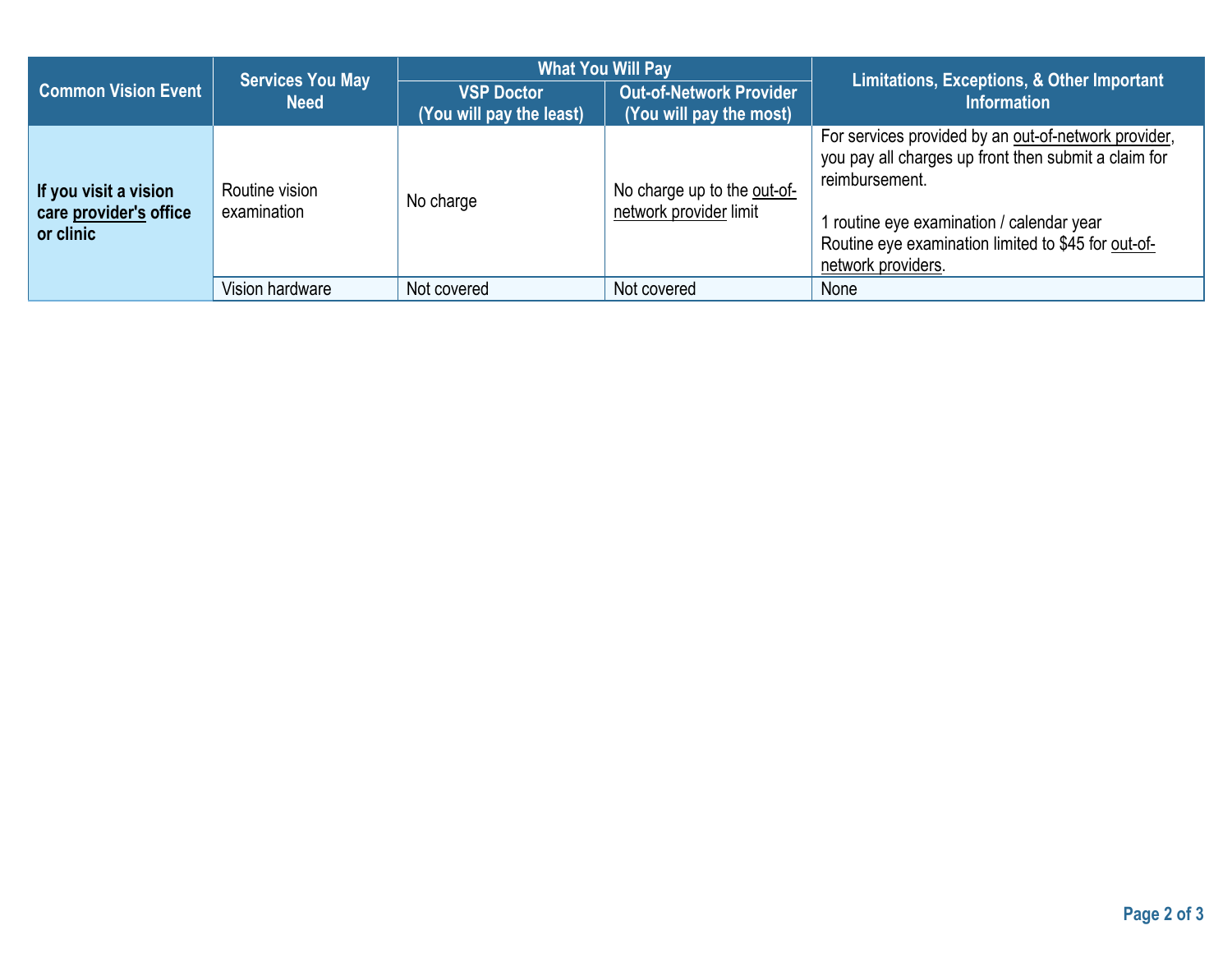| Common Vision Event | Services You May Need | What You Will Pay | | Limitations, Exceptions, & Other Important Information |
|---|---|---|---|---|
| | | **VSP Doctor (You will pay the least)** | **Out-of-Network Provider (You will pay the most)** | |
| **If you visit a vision care provider's office or clinic** | Routine vision examination | No charge | No charge up to the out-of-network provider limit | For services provided by an out-of-network provider, you pay all charges up front then submit a claim for reimbursement.<br><br>1 routine eye examination / calendar year<br>Routine eye examination limited to $45 for out-of-network providers. |
| | Vision hardware | Not covered | Not covered | None |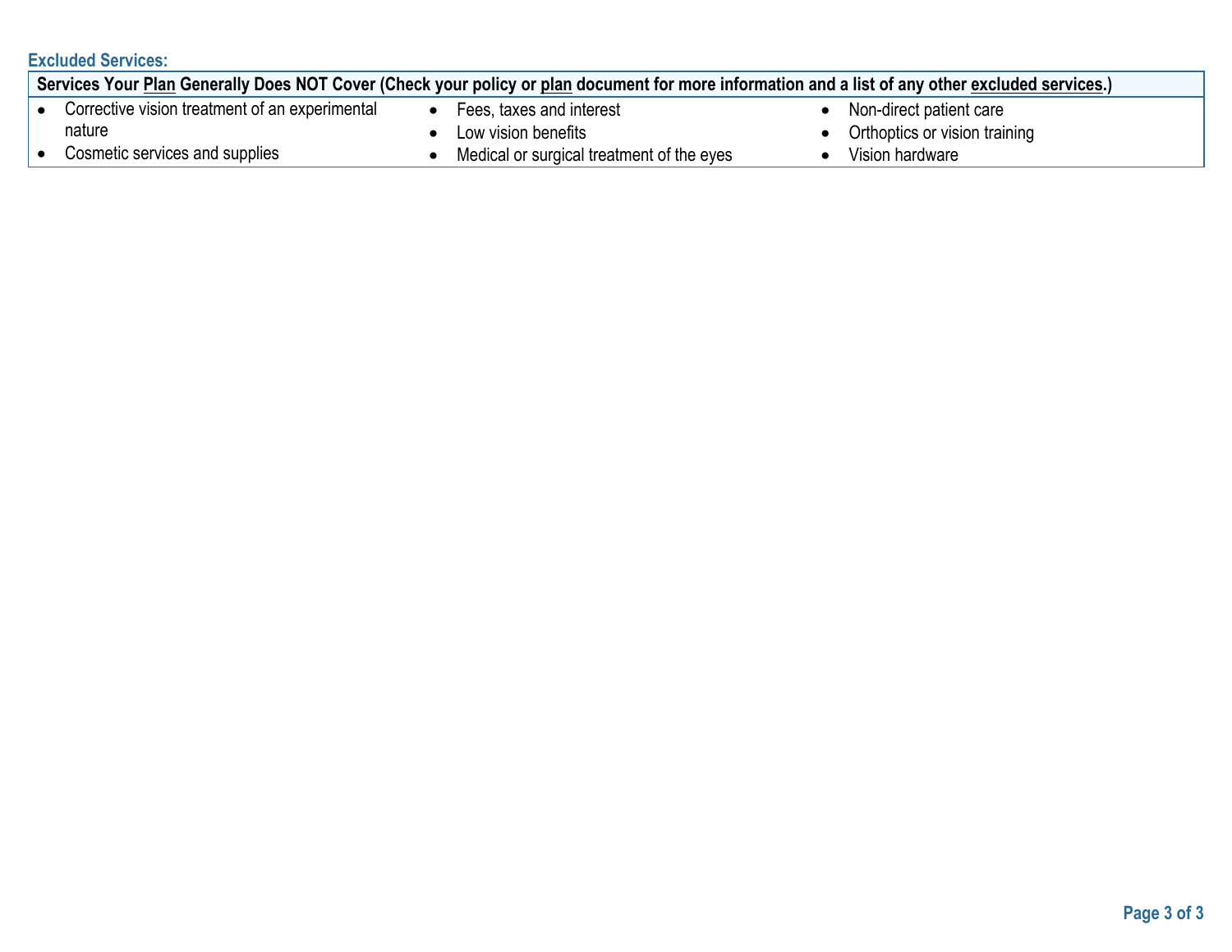### Excluded Services:

**Services Your Plan Generally Does NOT Cover (Check your policy or plan document for more information and a list of any other excluded services.)**

- Corrective vision treatment of an experimental nature
- Cosmetic services and supplies
- Fees, taxes and interest
- Low vision benefits
- Medical or surgical treatment of the eyes
- Non-direct patient care
- Orthoptics or vision training
- Vision hardware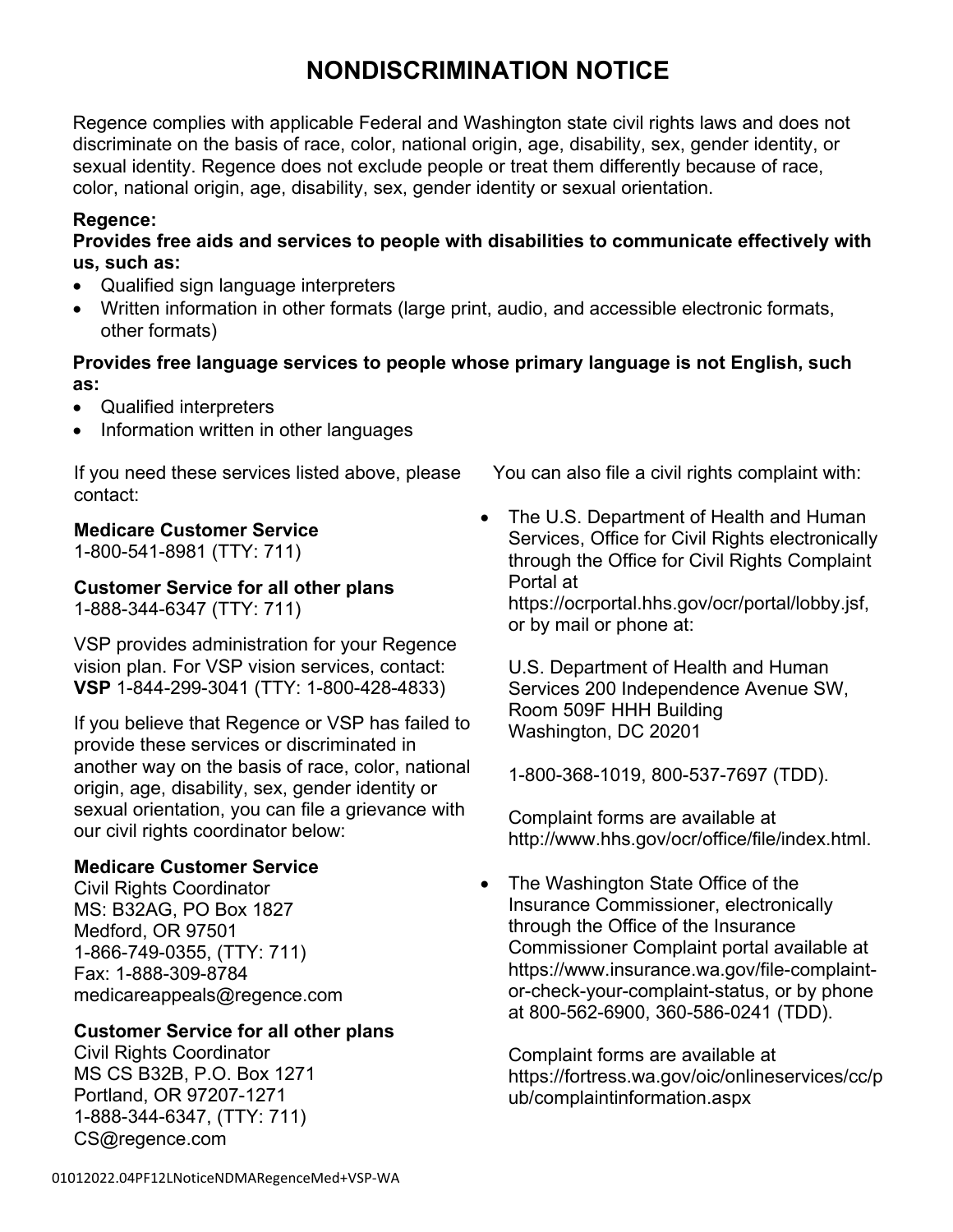# NONDISCRIMINATION NOTICE

Regence complies with applicable Federal and Washington state civil rights laws and does not discriminate on the basis of race, color, national origin, age, disability, sex, gender identity, or sexual identity. Regence does not exclude people or treat them differently because of race, color, national origin, age, disability, sex, gender identity or sexual orientation.

**Regence:**

**Provides free aids and services to people with disabilities to communicate effectively with us, such as:**

- Qualified sign language interpreters
- Written information in other formats (large print, audio, and accessible electronic formats, other formats)

**Provides free language services to people whose primary language is not English, such as:**

- Qualified interpreters
- Information written in other languages

If you need these services listed above, please contact:

**Medicare Customer Service**
1-800-541-8981 (TTY: 711)

**Customer Service for all other plans**
1-888-344-6347 (TTY: 711)

VSP provides administration for your Regence vision plan. For VSP vision services, contact:
**VSP** 1-844-299-3041 (TTY: 1-800-428-4833)

If you believe that Regence or VSP has failed to provide these services or discriminated in another way on the basis of race, color, national origin, age, disability, sex, gender identity or sexual orientation, you can file a grievance with our civil rights coordinator below:

**Medicare Customer Service**
Civil Rights Coordinator
MS: B32AG, PO Box 1827
Medford, OR 97501
1-866-749-0355, (TTY: 711)
Fax: 1-888-309-8784
medicareappeals@regence.com

**Customer Service for all other plans**
Civil Rights Coordinator
MS CS B32B, P.O. Box 1271
Portland, OR 97207-1271
1-888-344-6347, (TTY: 711)
CS@regence.com

You can also file a civil rights complaint with:

- The U.S. Department of Health and Human Services, Office for Civil Rights electronically through the Office for Civil Rights Complaint Portal at https://ocrportal.hhs.gov/ocr/portal/lobby.jsf, or by mail or phone at:

  U.S. Department of Health and Human Services 200 Independence Avenue SW, Room 509F HHH Building
  Washington, DC 20201

  1-800-368-1019, 800-537-7697 (TDD).

  Complaint forms are available at http://www.hhs.gov/ocr/office/file/index.html.

- The Washington State Office of the Insurance Commissioner, electronically through the Office of the Insurance Commissioner Complaint portal available at https://www.insurance.wa.gov/file-complaint-or-check-your-complaint-status, or by phone at 800-562-6900, 360-586-0241 (TDD).

  Complaint forms are available at https://fortress.wa.gov/oic/onlineservices/cc/pub/complaintinformation.aspx

01012022.04PF12LNoticeNDMARegenceMed+VSP-WA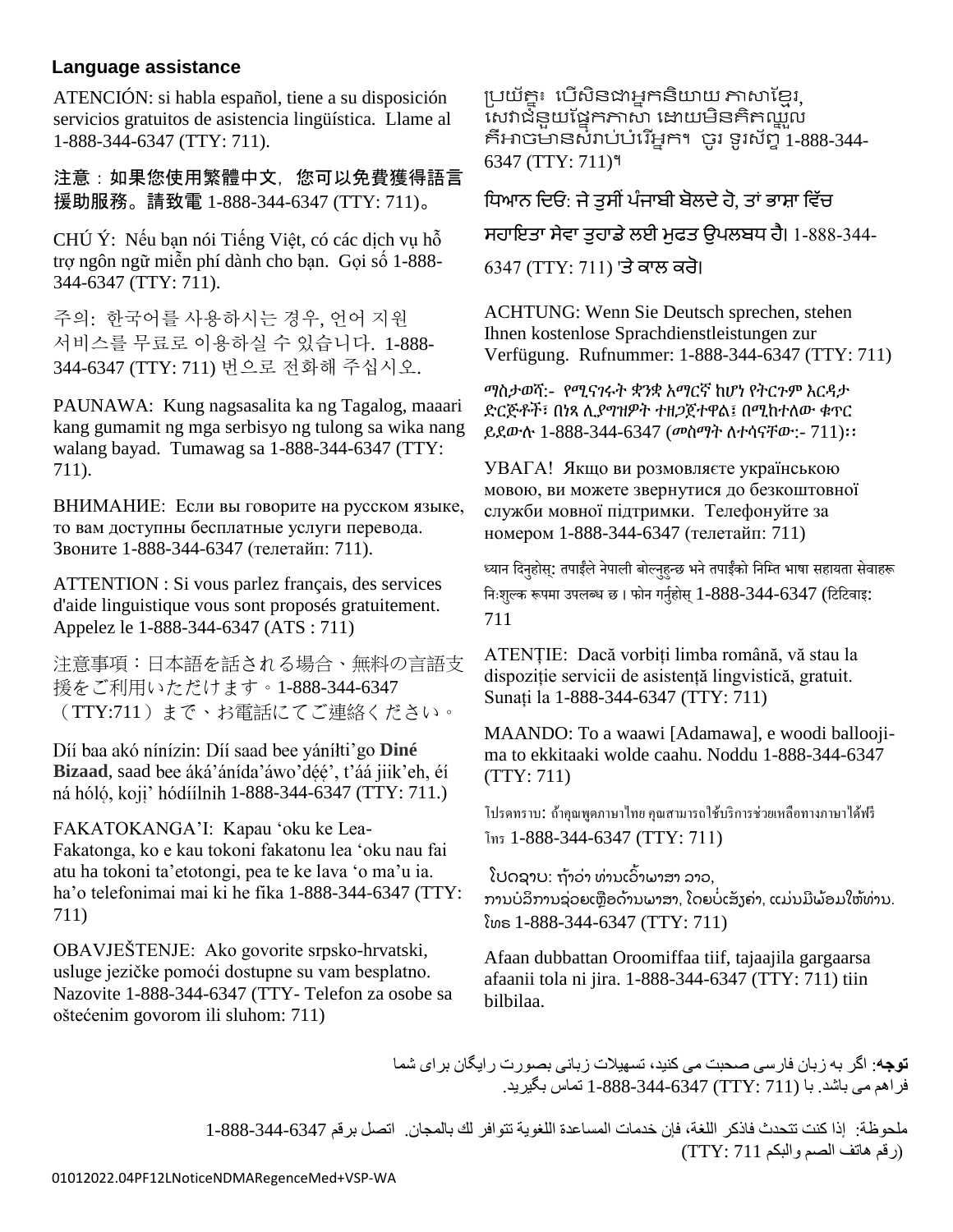## Language assistance

ATENCIÓN: si habla español, tiene a su disposición servicios gratuitos de asistencia lingüística. Llame al 1-888-344-6347 (TTY: 711).

注意：如果您使用繁體中文，您可以免費獲得語言援助服務。請致電 1-888-344-6347 (TTY: 711)。

CHÚ Ý: Nếu bạn nói Tiếng Việt, có các dịch vụ hỗ trợ ngôn ngữ miễn phí dành cho bạn. Gọi số 1-888-344-6347 (TTY: 711).

주의: 한국어를 사용하시는 경우, 언어 지원 서비스를 무료로 이용하실 수 있습니다. 1-888-344-6347 (TTY: 711) 번으로 전화해 주십시오.

PAUNAWA: Kung nagsasalita ka ng Tagalog, maaari kang gumamit ng mga serbisyo ng tulong sa wika nang walang bayad. Tumawag sa 1-888-344-6347 (TTY: 711).

ВНИМАНИЕ: Если вы говорите на русском языке, то вам доступны бесплатные услуги перевода. Звоните 1-888-344-6347 (телетайп: 711).

ATTENTION : Si vous parlez français, des services d'aide linguistique vous sont proposés gratuitement. Appelez le 1-888-344-6347 (ATS : 711)

注意事項：日本語を話される場合、無料の言語支援をご利用いただけます。1-888-344-6347（TTY:711）まで、お電話にてご連絡ください。

Díí baa akó nínízin: Díí saad bee yáníłti'go **Diné Bizaad**, saad bee áká'ánída'áwo'déé', t'áá jiik'eh, éí ná hóló, koji' hódíílnih 1-888-344-6347 (TTY: 711.)

FAKATOKANGA'I: Kapau 'oku ke Lea-Fakatonga, ko e kau tokoni fakatonu lea 'oku nau fai atu ha tokoni ta'etotongi, pea te ke lava 'o ma'u ia. ha'o telefonimai mai ki he fika 1-888-344-6347 (TTY: 711)

OBAVJEŠTENJE: Ako govorite srpsko-hrvatski, usluge jezičke pomoći dostupne su vam besplatno. Nazovite 1-888-344-6347 (TTY- Telefon za osobe sa oštećenim govorom ili sluhom: 711)

ប្រយ័ត្ន៖ បើសិនជាអ្នកនិយាយ ភាសាខ្មែរ, សេវាជំនួយផ្នែកភាសា ដោយមិនគិតឈ្នួល គឺអាចមានសំរាប់បំរើអ្នក។ ចូរ ទូរស័ព្ទ 1-888-344-6347 (TTY: 711)។

ਧਿਆਨ ਦਿਓ: ਜੇ ਤੁਸੀਂ ਪੰਜਾਬੀ ਬੋਲਦੇ ਹੋ, ਤਾਂ ਭਾਸ਼ਾ ਵਿੱਚ ਸਹਾਇਤਾ ਸੇਵਾ ਤੁਹਾਡੇ ਲਈ ਮੁਫਤ ਉਪਲਬਧ ਹੈ। 1-888-344-6347 (TTY: 711) 'ਤੇ ਕਾਲ ਕਰੋ।

ACHTUNG: Wenn Sie Deutsch sprechen, stehen Ihnen kostenlose Sprachdienstleistungen zur Verfügung. Rufnummer: 1-888-344-6347 (TTY: 711)

ማስታወሻ:- የሚናገሩት ቋንቋ አማርኛ ከሆነ የትርጉም እርዳታ ድርጅቶች፣ በነጻ ሊያግዝዎት ተዘጋጀተዋል፤ በሚከተለው ቁጥር ይደውሉ 1-888-344-6347 (መስማት ለተሳናቸው:- 711)፡፡

УВАГА! Якщо ви розмовляєте українською мовою, ви можете звернутися до безкоштовної служби мовної підтримки. Телефонуйте за номером 1-888-344-6347 (телетайп: 711)

ध्यान दिनुहोस्: तपाईंले नेपाली बोल्नुहुन्छ भने तपाईंको निम्ति भाषा सहायता सेवाहरू निःशुल्क रूपमा उपलब्ध छ। फोन गर्नुहोस् 1-888-344-6347 (टिटिवाइ: 711

ATENȚIE: Dacă vorbiți limba română, vă stau la dispoziție servicii de asistență lingvistică, gratuit. Sunați la 1-888-344-6347 (TTY: 711)

MAANDO: To a waawi [Adamawa], e woodi ballooji-ma to ekkitaaki wolde caahu. Noddu 1-888-344-6347 (TTY: 711)

โปรดทราบ: ถ้าคุณพูดภาษาไทย คุณสามารถใช้บริการช่วยเหลือทางภาษาได้ฟรี โทร 1-888-344-6347 (TTY: 711)

ໂປດຊາບ: ຖ້າວ່າ ທ່ານເວົ້າພາສາ ລາວ, ການບໍລິການຊ່ວຍເຫຼືອດ້ານພາສາ, ໂດຍບໍ່ເສັຽຄ່າ, ແມ່ນມີພ້ອມໃຫ້ທ່ານ. ໂທຣ 1-888-344-6347 (TTY: 711)

Afaan dubbattan Oroomiffaa tiif, tajaajila gargaarsa afaanii tola ni jira. 1-888-344-6347 (TTY: 711) tiin bilbilaa.

**توجه**: اگر به زبان فارسی صحبت می کنید، تسهیلات زبانی بصورت رایگان برای شما فراهم می باشد. با (TTY: 711) 1-888-344-6347 تماس بگیرید.

ملحوظة: إذا كنت تتحدث فاذكر اللغة، فإن خدمات المساعدة اللغوية تتوافر لك بالمجان. اتصل برقم 1-888-344-6347 (رقم هاتف الصم والبكم 711 :TTY)

01012022.04PF12LNoticeNDMARegenceMed+VSP-WA